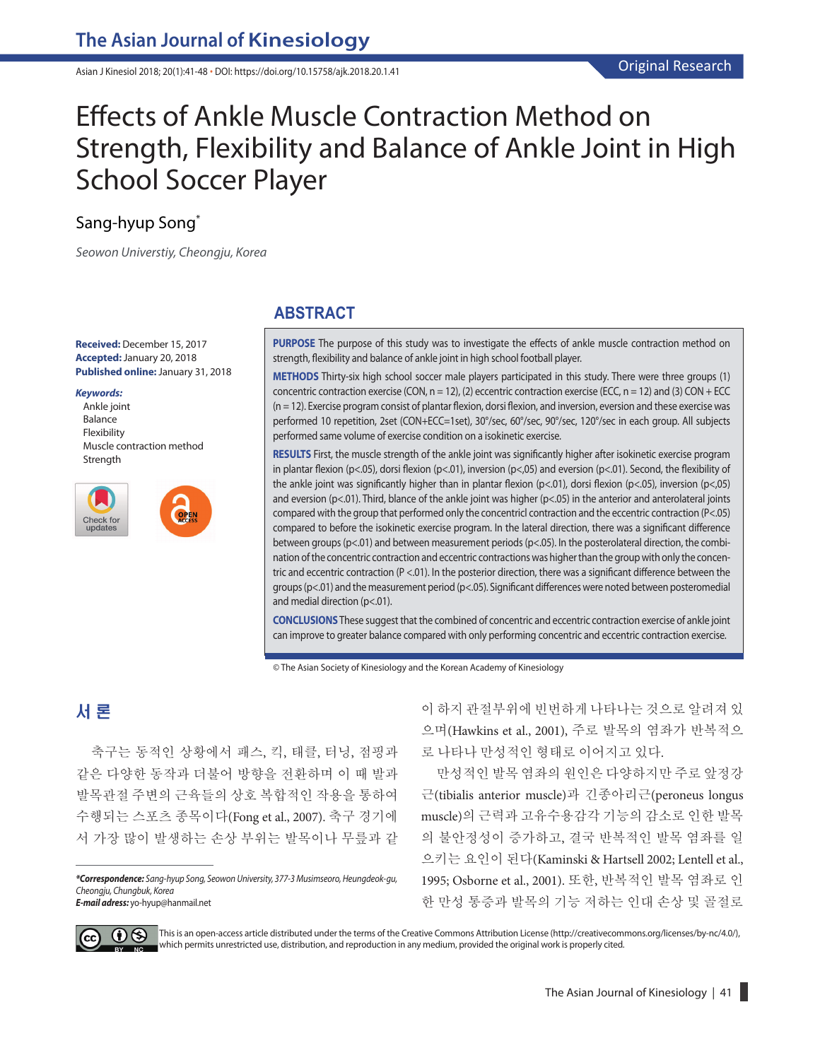Original Research

# Effects of Ankle Muscle Contraction Method on Strength, Flexibility and Balance of Ankle Joint in High School Soccer Player

Sang-hyup Song*

*Seowon Universtiy, Cheongju, Korea*

**Received:** December 15, 2017
**Accepted:** January 20, 2018
**Published online:** January 31, 2018

***Keywords:***
Ankle joint
Balance
Flexibility
Muscle contraction method
Strength

## ABSTRACT

**PURPOSE** The purpose of this study was to investigate the effects of ankle muscle contraction method on strength, flexibility and balance of ankle joint in high school football player.

**METHODS** Thirty-six high school soccer male players participated in this study. There were three groups (1) concentric contraction exercise (CON, n = 12), (2) eccentric contraction exercise (ECC, n = 12) and (3) CON + ECC (n = 12). Exercise program consist of plantar flexion, dorsi flexion, and inversion, eversion and these exercise was performed 10 repetition, 2set (CON+ECC=1set), 30°/sec, 60°/sec, 90°/sec, 120°/sec in each group. All subjects performed same volume of exercise condition on a isokinetic exercise.

**RESULTS** First, the muscle strength of the ankle joint was significantly higher after isokinetic exercise program in plantar flexion (p<.05), dorsi flexion (p<.01), inversion (p<,05) and eversion (p<.01). Second, the flexibility of the ankle joint was significantly higher than in plantar flexion (p<.01), dorsi flexion (p<.05), inversion (p<,05) and eversion (p<.01). Third, blance of the ankle joint was higher (p<.05) in the anterior and anterolateral joints compared with the group that performed only the concentricl contraction and the eccentric contraction (P<.05) compared to before the isokinetic exercise program. In the lateral direction, there was a significant difference between groups (p<.01) and between measurement periods (p<.05). In the posterolateral direction, the combination of the concentric contraction and eccentric contractions was higher than the group with only the concentric and eccentric contraction (P <.01). In the posterior direction, there was a significant difference between the groups (p<.01) and the measurement period (p<.05). Significant differences were noted between posteromedial and medial direction (p<.01).

**CONCLUSIONS** These suggest that the combined of concentric and eccentric contraction exercise of ankle joint can improve to greater balance compared with only performing concentric and eccentric contraction exercise.

© The Asian Society of Kinesiology and the Korean Academy of Kinesiology

## 서 론

축구는 동적인 상황에서 패스, 킥, 태클, 터닝, 점핑과 같은 다양한 동작과 더불어 방향을 전환하며 이 때 발과 발목관절 주변의 근육들의 상호 복합적인 작용을 통하여 수행되는 스포츠 종목이다(Fong et al., 2007). 축구 경기에서 가장 많이 발생하는 손상 부위는 발목이나 무릎과 같이 하지 관절부위에 빈번하게 나타나는 것으로 알려져 있으며(Hawkins et al., 2001), 주로 발목의 염좌가 반복적으로 나타나 만성적인 형태로 이어지고 있다.

만성적인 발목 염좌의 원인은 다양하지만 주로 앞정강근(tibialis anterior muscle)과 긴종아리근(peroneus longus muscle)의 근력과 고유수용감각 기능의 감소로 인한 발목의 불안정성이 증가하고, 결국 반복적인 발목 염좌를 일으키는 요인이 된다(Kaminski & Hartsell 2002; Lentell et al., 1995; Osborne et al., 2001). 또한, 반복적인 발목 염좌로 인한 만성 통증과 발목의 기능 저하는 인대 손상 및 골절로

*Correspondence:* Sang-hyup Song, Seowon University, 377-3 Musimseoro, Heungdeok-gu, Cheongju, Chungbuk, Korea
*E-mail adress:* yo-hyup@hanmail.net

This is an open-access article distributed under the terms of the Creative Commons Attribution License (http://creativecommons.org/licenses/by-nc/4.0/), which permits unrestricted use, distribution, and reproduction in any medium, provided the original work is properly cited.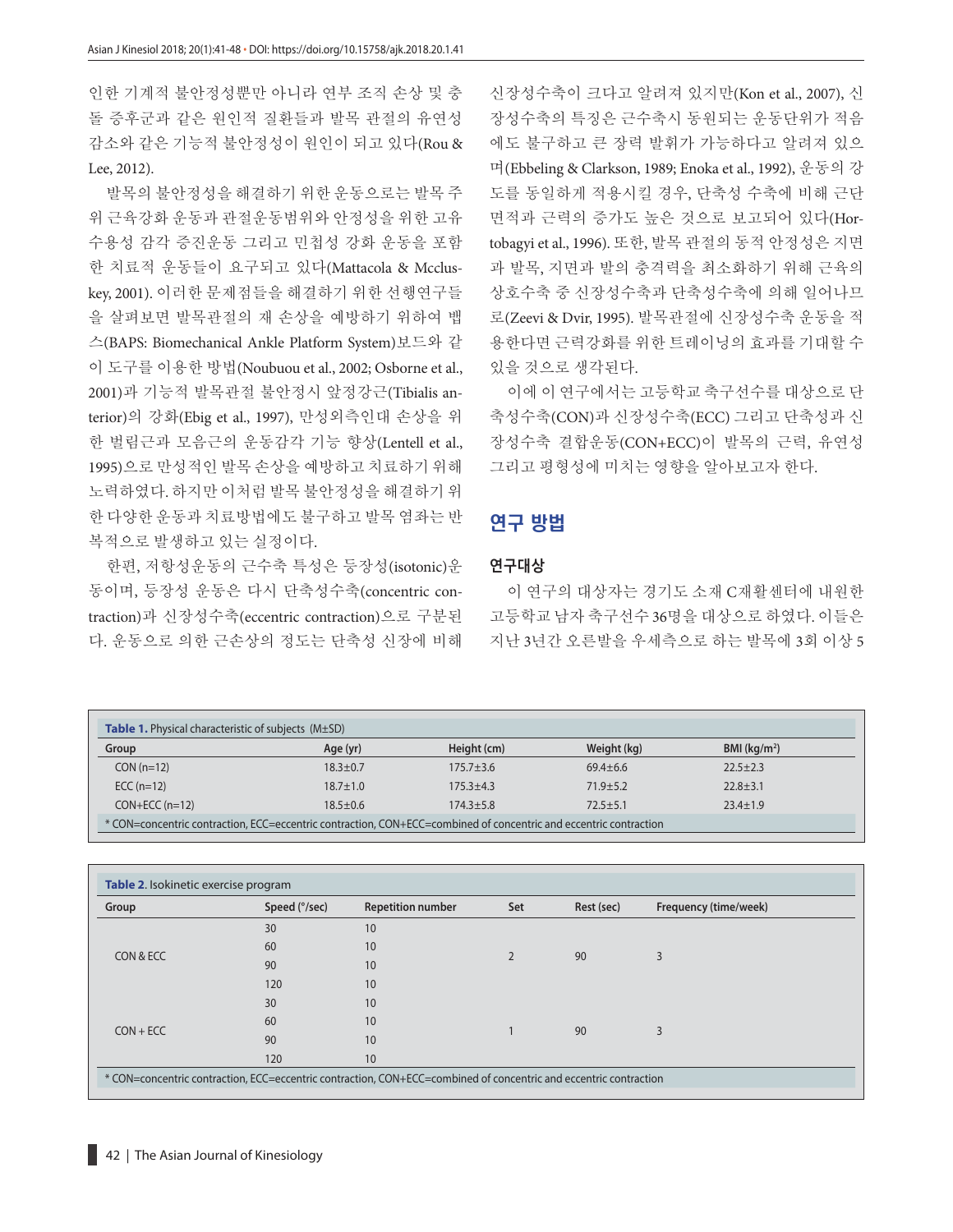인한 기계적 불안정성뿐만 아니라 연부 조직 손상 및 충돌 증후군과 같은 원인적 질환들과 발목 관절의 유연성 감소와 같은 기능적 불안정성이 원인이 되고 있다(Rou & Lee, 2012).

발목의 불안정성을 해결하기 위한 운동으로는 발목 주위 근육강화 운동과 관절운동범위와 안정성을 위한 고유수용성 감각 증진운동 그리고 민첩성 강화 운동을 포함한 치료적 운동들이 요구되고 있다(Mattacola & Mccluskey, 2001). 이러한 문제점들을 해결하기 위한 선행연구들을 살펴보면 발목관절의 재 손상을 예방하기 위하여 뱁스(BAPS: Biomechanical Ankle Platform System)보드와 같이 도구를 이용한 방법(Noubuou et al., 2002; Osborne et al., 2001)과 기능적 발목관절 불안정시 앞정강근(Tibialis anterior)의 강화(Ebig et al., 1997), 만성외측인대 손상을 위한 벌림근과 모음근의 운동감각 기능 향상(Lentell et al., 1995)으로 만성적인 발목 손상을 예방하고 치료하기 위해 노력하였다. 하지만 이처럼 발목 불안정성을 해결하기 위한 다양한 운동과 치료방법에도 불구하고 발목 염좌는 반복적으로 발생하고 있는 실정이다.

한편, 저항성운동의 근수축 특성은 등장성(isotonic)운동이며, 등장성 운동은 다시 단축성수축(concentric contraction)과 신장성수축(eccentric contraction)으로 구분된다. 운동으로 의한 근손상의 정도는 단축성 신장에 비해 신장성수축이 크다고 알려져 있지만(Kon et al., 2007), 신장성수축의 특징은 근수축시 동원되는 운동단위가 적음에도 불구하고 큰 장력 발휘가 가능하다고 알려져 있으며(Ebbeling & Clarkson, 1989; Enoka et al., 1992), 운동의 강도를 동일하게 적용시킬 경우, 단축성 수축에 비해 근단면적과 근력의 증가도 높은 것으로 보고되어 있다(Hortobagyi et al., 1996). 또한, 발목 관절의 동적 안정성은 지면과 발목, 지면과 발의 충격력을 최소화하기 위해 근육의 상호수축 중 신장성수축과 단축성수축에 의해 일어나므로(Zeevi & Dvir, 1995). 발목관절에 신장성수축 운동을 적용한다면 근력강화를 위한 트레이닝의 효과를 기대할 수 있을 것으로 생각된다.

이에 이 연구에서는 고등학교 축구선수를 대상으로 단축성수축(CON)과 신장성수축(ECC) 그리고 단축성과 신장성수축 결합운동(CON+ECC)이 발목의 근력, 유연성 그리고 평형성에 미치는 영향을 알아보고자 한다.

## 연구 방법

### 연구대상

이 연구의 대상자는 경기도 소재 C재활센터에 내원한 고등학교 남자 축구선수 36명을 대상으로 하였다. 이들은 지난 3년간 오른발을 우세측으로 하는 발목에 3회 이상 5

**Table 1.** Physical characteristic of subjects (M±SD)

| Group | Age (yr) | Height (cm) | Weight (kg) | BMI (kg/m²) |
|---|---|---|---|---|
| CON (n=12) | 18.3±0.7 | 175.7±3.6 | 69.4±6.6 | 22.5±2.3 |
| ECC (n=12) | 18.7±1.0 | 175.3±4.3 | 71.9±5.2 | 22.8±3.1 |
| CON+ECC (n=12) | 18.5±0.6 | 174.3±5.8 | 72.5±5.1 | 23.4±1.9 |

* CON=concentric contraction, ECC=eccentric contraction, CON+ECC=combined of concentric and eccentric contraction

**Table 2.** Isokinetic exercise program

| Group | Speed (°/sec) | Repetition number | Set | Rest (sec) | Frequency (time/week) |
|---|---|---|---|---|---|
| CON & ECC | 30 | 10 | 2 | 90 | 3 |
| | 60 | 10 | | | |
| | 90 | 10 | | | |
| | 120 | 10 | | | |
| CON + ECC | 30 | 10 | 1 | 90 | 3 |
| | 60 | 10 | | | |
| | 90 | 10 | | | |
| | 120 | 10 | | | |

* CON=concentric contraction, ECC=eccentric contraction, CON+ECC=combined of concentric and eccentric contraction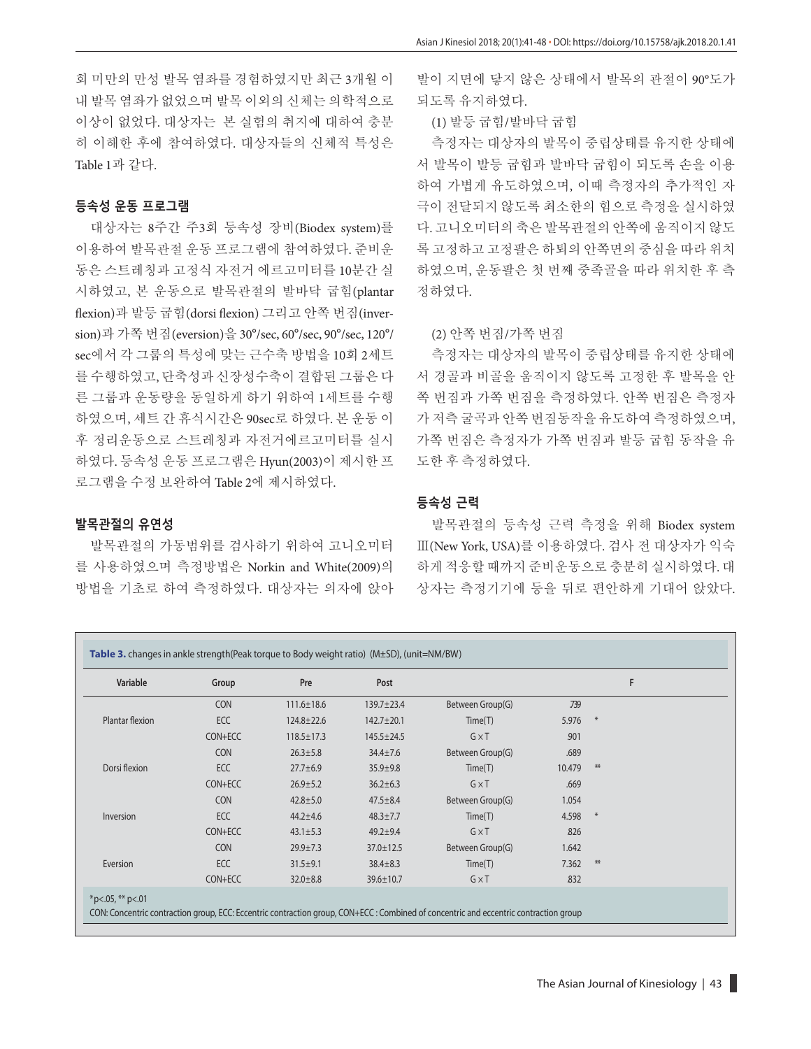회 미만의 만성 발목 염좌를 경험하였지만 최근 3개월 이내 발목 염좌가 없었으며 발목 이외의 신체는 의학적으로 이상이 없었다. 대상자는 본 실험의 취지에 대하여 충분히 이해한 후에 참여하였다. 대상자들의 신체적 특성은 Table 1과 같다.

### 등속성 운동 프로그램

대상자는 8주간 주3회 등속성 장비(Biodex system)를 이용하여 발목관절 운동 프로그램에 참여하였다. 준비운동은 스트레칭과 고정식 자전거 에르고미터를 10분간 실시하였고, 본 운동으로 발목관절의 발바닥 굽힘(plantar flexion)과 발등 굽힘(dorsi flexion) 그리고 안쪽 번짐(inversion)과 가쪽 번짐(eversion)을 30°/sec, 60°/sec, 90°/sec, 120°/sec에서 각 그룹의 특성에 맞는 근수축 방법을 10회 2세트를 수행하였고, 단축성과 신장성수축이 결합된 그룹은 다른 그룹과 운동량을 동일하게 하기 위하여 1세트를 수행하였으며, 세트 간 휴식시간은 90sec로 하였다. 본 운동 이후 정리운동으로 스트레칭과 자전거에르고미터를 실시하였다. 등속성 운동 프로그램은 Hyun(2003)이 제시한 프로그램을 수정 보완하여 Table 2에 제시하였다.

### 발목관절의 유연성

발목관절의 가동범위를 검사하기 위하여 고니오미터를 사용하였으며 측정방법은 Norkin and White(2009)의 방법을 기초로 하여 측정하였다. 대상자는 의자에 앉아 발이 지면에 닿지 않은 상태에서 발목의 관절이 90°도가 되도록 유지하였다.

(1) 발등 굽힘/발바닥 굽힘

측정자는 대상자의 발목이 중립상태를 유지한 상태에서 발목이 발등 굽힘과 발바닥 굽힘이 되도록 손을 이용하여 가볍게 유도하였으며, 이때 측정자의 추가적인 자극이 전달되지 않도록 최소한의 힘으로 측정을 실시하였다. 고니오미터의 축은 발목관절의 안쪽에 움직이지 않도록 고정하고 고정팔은 하퇴의 안쪽면의 중심을 따라 위치하였으며, 운동팔은 첫 번째 중족골을 따라 위치한 후 측정하였다.

(2) 안쪽 번짐/가쪽 번짐

측정자는 대상자의 발목이 중립상태를 유지한 상태에서 경골과 비골을 움직이지 않도록 고정한 후 발목을 안쪽 번짐과 가쪽 번짐을 측정하였다. 안쪽 번짐은 측정자가 저측 굴곡과 안쪽 번짐동작을 유도하여 측정하였으며, 가쪽 번짐은 측정자가 가쪽 번짐과 발등 굽힘 동작을 유도한 후 측정하였다.

### 등속성 근력

발목관절의 등속성 근력 측정을 위해 Biodex system Ⅲ(New York, USA)를 이용하였다. 검사 전 대상자가 익숙하게 적응할 때까지 준비운동으로 충분히 실시하였다. 대상자는 측정기기에 등을 뒤로 편안하게 기대어 앉았다.

**Table 3.** changes in ankle strength(Peak torque to Body weight ratio) (M±SD), (unit=NM/BW)

| Variable | Group | Pre | Post | | F | |
|---|---|---|---|---|---|---|
| Plantar flexion | CON | 111.6±18.6 | 139.7±23.4 | Between Group(G) | .739 | |
| | ECC | 124.8±22.6 | 142.7±20.1 | Time(T) | 5.976 | * |
| | CON+ECC | 118.5±17.3 | 145.5±24.5 | G×T | .901 | |
| Dorsi flexion | CON | 26.3±5.8 | 34.4±7.6 | Between Group(G) | .689 | |
| | ECC | 27.7±6.9 | 35.9±9.8 | Time(T) | 10.479 | ** |
| | CON+ECC | 26.9±5.2 | 36.2±6.3 | G×T | .669 | |
| Inversion | CON | 42.8±5.0 | 47.5±8.4 | Between Group(G) | 1.054 | |
| | ECC | 44.2±4.6 | 48.3±7.7 | Time(T) | 4.598 | * |
| | CON+ECC | 43.1±5.3 | 49.2±9.4 | G×T | .826 | |
| Eversion | CON | 29.9±7.3 | 37.0±12.5 | Between Group(G) | 1.642 | |
| | ECC | 31.5±9.1 | 38.4±8.3 | Time(T) | 7.362 | ** |
| | CON+ECC | 32.0±8.8 | 39.6±10.7 | G×T | .832 | |

*p<.05, ** p<.01

CON: Concentric contraction group, ECC: Eccentric contraction group, CON+ECC : Combined of concentric and eccentric contraction group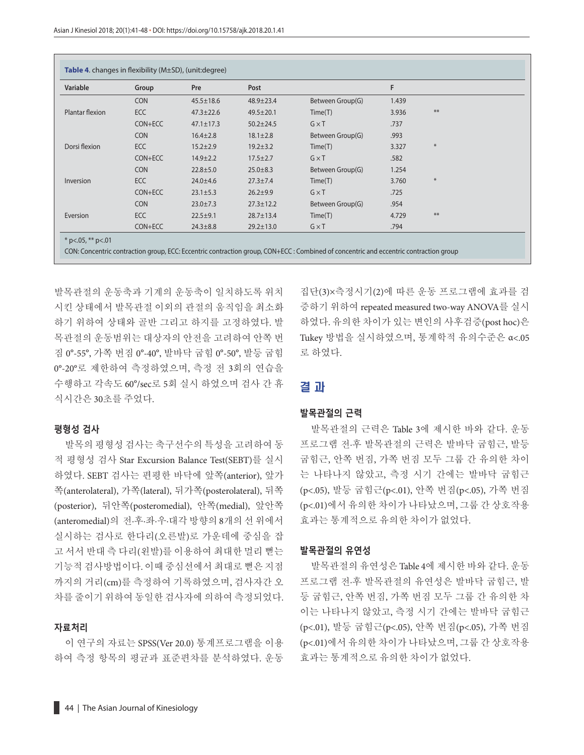**Table 4**. changes in flexibility (M±SD), (unit:degree)

| Variable | Group | Pre | Post | | F | |
|---|---|---|---|---|---|---|
| | CON | 45.5±18.6 | 48.9±23.4 | Between Group(G) | 1.439 | |
| Plantar flexion | ECC | 47.3±22.6 | 49.5±20.1 | Time(T) | 3.936 | ** |
| | CON+ECC | 47.1±17.3 | 50.2±24.5 | G×T | .737 | |
| | CON | 16.4±2.8 | 18.1±2.8 | Between Group(G) | .993 | |
| Dorsi flexion | ECC | 15.2±2.9 | 19.2±3.2 | Time(T) | 3.327 | * |
| | CON+ECC | 14.9±2.2 | 17.5±2.7 | G×T | .582 | |
| | CON | 22.8±5.0 | 25.0±8.3 | Between Group(G) | 1.254 | |
| Inversion | ECC | 24.0±4.6 | 27.3±7.4 | Time(T) | 3.760 | * |
| | CON+ECC | 23.1±5.3 | 26.2±9.9 | G×T | .725 | |
| | CON | 23.0±7.3 | 27.3±12.2 | Between Group(G) | .954 | |
| Eversion | ECC | 22.5±9.1 | 28.7±13.4 | Time(T) | 4.729 | ** |
| | CON+ECC | 24.3±8.8 | 29.2±13.0 | G×T | .794 | |

* p<.05, ** p<.01

CON: Concentric contraction group, ECC: Eccentric contraction group, CON+ECC : Combined of concentric and eccentric contraction group

발목관절의 운동축과 기계의 운동축이 일치하도록 위치시킨 상태에서 발목관절 이외의 관절의 움직임을 최소화하기 위하여 상태와 골반 그리고 하지를 고정하였다. 발목관절의 운동범위는 대상자의 안전을 고려하여 안쪽 번짐 0°-55°, 가쪽 번짐 0°-40°, 발바닥 굽힘 0°-50°, 발등 굽힘 0°-20°로 제한하여 측정하였으며, 측정 전 3회의 연습을 수행하고 각속도 60°/sec로 5회 실시 하였으며 검사 간 휴식시간은 30초를 주었다.

### 평형성 검사

발목의 평형성 검사는 축구선수의 특성을 고려하여 동적 평형성 검사 Star Excursion Balance Test(SEBT)를 실시하였다. SEBT 검사는 편평한 바닥에 앞쪽(anterior), 앞가쪽(anterolateral), 가쪽(lateral), 뒤가쪽(posterolateral), 뒤쪽(posterior), 뒤안쪽(posteromedial), 안쪽(medial), 앞안쪽(anteromedial)의 전·후·좌·우·대각 방향의 8개의 선 위에서 실시하는 검사로 한다리(오른발)로 가운데에 중심을 잡고 서서 반대 측 다리(왼발)를 이용하여 최대한 멀리 뻗는 기능적 검사방법이다. 이때 중심선에서 최대로 뻗은 지점까지의 거리(cm)를 측정하여 기록하였으며, 검사자간 오차를 줄이기 위하여 동일한 검사자에 의하여 측정되었다.

### 자료처리

이 연구의 자료는 SPSS(Ver 20.0) 통계프로그램을 이용하여 측정 항목의 평균과 표준편차를 분석하였다. 운동 집단(3)×측정시기(2)에 따른 운동 프로그램에 효과를 검증하기 위하여 repeated measured two-way ANOVA를 실시하였다. 유의한 차이가 있는 변인의 사후검증(post hoc)은 Tukey 방법을 실시하였으며, 통계학적 유의수준은 $\alpha<.05$로 하였다.

## 결 과

### 발목관절의 근력

발목관절의 근력은 Table 3에 제시한 바와 같다. 운동 프로그램 전·후 발목관절의 근력은 발바닥 굽힘근, 발등 굽힘근, 안쪽 번짐, 가쪽 번짐 모두 그룹 간 유의한 차이는 나타나지 않았고, 측정 시기 간에는 발바닥 굽힘근($p<.05$), 발등 굽힘근($p<.01$), 안쪽 번짐($p<.05$), 가쪽 번짐($p<.01$)에서 유의한 차이가 나타났으며, 그룹 간 상호작용 효과는 통계적으로 유의한 차이가 없었다.

### 발목관절의 유연성

발목관절의 유연성은 Table 4에 제시한 바와 같다. 운동 프로그램 전·후 발목관절의 유연성은 발바닥 굽힘근, 발등 굽힘근, 안쪽 번짐, 가쪽 번짐 모두 그룹 간 유의한 차이는 나타나지 않았고, 측정 시기 간에는 발바닥 굽힘근($p<.01$), 발등 굽힘근($p<.05$), 안쪽 번짐($p<.05$), 가쪽 번짐($p<.01$)에서 유의한 차이가 나타났으며, 그룹 간 상호작용 효과는 통계적으로 유의한 차이가 없었다.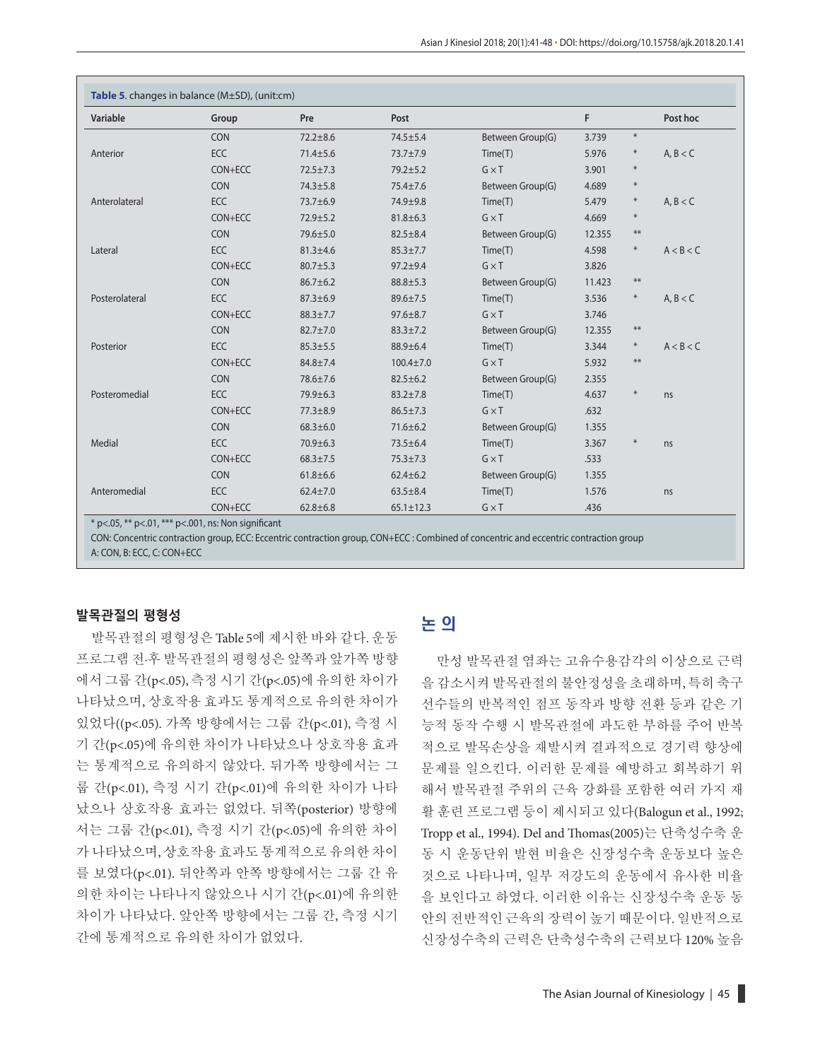**Table 5.** changes in balance (M±SD), (unit:cm)

| Variable | Group | Pre | Post | | F | | Post hoc |
|---|---|---|---|---|---|---|---|
| Anterior | CON | 72.2±8.6 | 74.5±5.4 | Between Group(G) | 3.739 | * | |
| | ECC | 71.4±5.6 | 73.7±7.9 | Time(T) | 5.976 | * | A, B < C |
| | CON+ECC | 72.5±7.3 | 79.2±5.2 | G×T | 3.901 | * | |
| Anterolateral | CON | 74.3±5.8 | 75.4±7.6 | Between Group(G) | 4.689 | * | |
| | ECC | 73.7±6.9 | 74.9±9.8 | Time(T) | 5.479 | * | A, B < C |
| | CON+ECC | 72.9±5.2 | 81.8±6.3 | G×T | 4.669 | * | |
| Lateral | CON | 79.6±5.0 | 82.5±8.4 | Between Group(G) | 12.355 | ** | |
| | ECC | 81.3±4.6 | 85.3±7.7 | Time(T) | 4.598 | * | A < B < C |
| | CON+ECC | 80.7±5.3 | 97.2±9.4 | G×T | 3.826 | | |
| Posterolateral | CON | 86.7±6.2 | 88.8±5.3 | Between Group(G) | 11.423 | ** | |
| | ECC | 87.3±6.9 | 89.6±7.5 | Time(T) | 3.536 | * | A, B < C |
| | CON+ECC | 88.3±7.7 | 97.6±8.7 | G×T | 3.746 | | |
| Posterior | CON | 82.7±7.0 | 83.3±7.2 | Between Group(G) | 12.355 | ** | |
| | ECC | 85.3±5.5 | 88.9±6.4 | Time(T) | 3.344 | * | A < B < C |
| | CON+ECC | 84.8±7.4 | 100.4±7.0 | G×T | 5.932 | ** | |
| Posteromedial | CON | 78.6±7.6 | 82.5±6.2 | Between Group(G) | 2.355 | | |
| | ECC | 79.9±6.3 | 83.2±7.8 | Time(T) | 4.637 | * | ns |
| | CON+ECC | 77.3±8.9 | 86.5±7.3 | G×T | .632 | | |
| Medial | CON | 68.3±6.0 | 71.6±6.2 | Between Group(G) | 1.355 | | |
| | ECC | 70.9±6.3 | 73.5±6.4 | Time(T) | 3.367 | * | ns |
| | CON+ECC | 68.3±7.5 | 75.3±7.3 | G×T | .533 | | |
| Anteromedial | CON | 61.8±6.6 | 62.4±6.2 | Between Group(G) | 1.355 | | |
| | ECC | 62.4±7.0 | 63.5±8.4 | Time(T) | 1.576 | | ns |
| | CON+ECC | 62.8±6.8 | 65.1±12.3 | G×T | .436 | | |

* p<.05, ** p<.01, *** p<.001, ns: Non significant

CON: Concentric contraction group, ECC: Eccentric contraction group, CON+ECC : Combined of concentric and eccentric contraction group

A: CON, B: ECC, C: CON+ECC

### 발목관절의 평형성

발목관절의 평형성은 Table 5에 제시한 바와 같다. 운동 프로그램 전.후 발목관절의 평형성은 앞쪽과 앞가쪽 방향에서 그룹 간(p<.05), 측정 시기 간(p<.05)에 유의한 차이가 나타났으며, 상호작용 효과도 통계적으로 유의한 차이가 있었다((p<.05). 가쪽 방향에서는 그룹 간(p<.01), 측정 시기 간(p<.05)에 유의한 차이가 나타났으나 상호작용 효과는 통계적으로 유의하지 않았다. 뒤가쪽 방향에서는 그룹 간(p<.01), 측정 시기 간(p<.01)에 유의한 차이가 나타났으나 상호작용 효과는 없었다. 뒤쪽(posterior) 방향에서는 그룹 간(p<.01), 측정 시기 간(p<.05)에 유의한 차이가 나타났으며, 상호작용 효과도 통계적으로 유의한 차이를 보였다(p<.01). 뒤안쪽과 안쪽 방향에서는 그룹 간 유의한 차이는 나타나지 않았으나 시기 간(p<.01)에 유의한 차이가 나타났다. 앞안쪽 방향에서는 그룹 간, 측정 시기 간에 통계적으로 유의한 차이가 없었다.

## 논 의

만성 발목관절 염좌는 고유수용감각의 이상으로 근력을 감소시켜 발목관절의 불안정성을 초래하며, 특히 축구 선수들의 반복적인 점프 동작과 방향 전환 등과 같은 기능적 동작 수행 시 발목관절에 과도한 부하를 주어 반복적으로 발목손상을 재발시켜 결과적으로 경기력 향상에 문제를 일으킨다. 이러한 문제를 예방하고 회복하기 위해서 발목관절 주위의 근육 강화를 포함한 여러 가지 재활 훈련 프로그램 등이 제시되고 있다(Balogun et al., 1992; Tropp et al., 1994). Del and Thomas(2005)는 단축성수축 운동 시 운동단위 발현 비율은 신장성수축 운동보다 높은 것으로 나타나며, 일부 저강도의 운동에서 유사한 비율을 보인다고 하였다. 이러한 이유는 신장성수축 운동 동안의 전반적인 근육의 장력이 높기 때문이다. 일반적으로 신장성수축의 근력은 단축성수축의 근력보다 120% 높음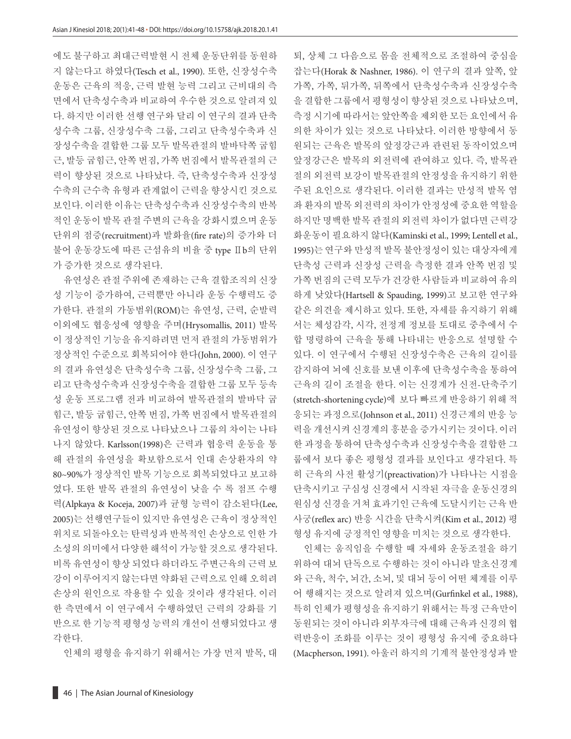에도 불구하고 최대근력발현 시 전체 운동단위를 동원하지 않는다고 하였다(Tesch et al., 1990). 또한, 신장성수축 운동은 근육의 적응, 근력 발현 능력 그리고 근비대의 측면에서 단축성수축과 비교하여 우수한 것으로 알려져 있다. 하지만 이러한 선행 연구와 달리 이 연구의 결과 단축성수축 그룹, 신장성수축 그룹, 그리고 단축성수축과 신장성수축을 결합한 그룹 모두 발목관절의 발바닥쪽 굽힘근, 발등 굽힘근, 안쪽 번짐, 가쪽 번짐에서 발목관절의 근력이 향상된 것으로 나타났다. 즉, 단축성수축과 신장성수축의 근수축 유형과 관계없이 근력을 향상시킨 것으로 보인다. 이러한 이유는 단축성수축과 신장성수축의 반복적인 운동이 발목 관절 주변의 근육을 강화시켰으며 운동단위의 점증(recruitment)과 발화율(fire rate)의 증가와 더불어 운동강도에 따른 근섬유의 비율 중 type Ⅱb의 단위가 증가한 것으로 생각된다.

유연성은 관절 주위에 존재하는 근육 결합조직의 신장성 기능이 증가하여, 근력뿐만 아니라 운동 수행력도 증가한다. 관절의 가동범위(ROM)는 유연성, 근력, 순발력 이외에도 협응성에 영향을 주며(Hrysomallis, 2011) 발목이 정상적인 기능을 유지하려면 먼저 관절의 가동범위가 정상적인 수준으로 회복되어야 한다(John, 2000). 이 연구의 결과 유연성은 단축성수축 그룹, 신장성수축 그룹, 그리고 단축성수축과 신장성수축을 결합한 그룹 모두 등속성 운동 프로그램 전과 비교하여 발목관절의 발바닥 굽힘근, 발등 굽힘근, 안쪽 번짐, 가쪽 번짐에서 발목관절의 유연성이 향상된 것으로 나타났으나 그룹의 차이는 나타나지 않았다. Karlsson(1998)은 근력과 협응력 운동을 통해 관절의 유연성을 확보함으로서 인대 손상환자의 약 80~90%가 정상적인 발목 기능으로 회복되었다고 보고하였다. 또한 발목 관절의 유연성이 낮을 수 록 점프 수행력(Alpkaya & Koceja, 2007)과 균형 능력이 감소된다(Lee, 2005)는 선행연구들이 있지만 유연성은 근육이 정상적인 위치로 되돌아오는 탄력성과 반복적인 손상으로 인한 가소성의 의미에서 다양한 해석이 가능할 것으로 생각된다. 비록 유연성이 향상 되었다 하더라도 주변근육의 근력 보강이 이루어지지 않는다면 약화된 근력으로 인해 오히려 손상의 원인으로 작용할 수 있을 것이라 생각된다. 이러한 측면에서 이 연구에서 수행하였던 근력의 강화를 기반으로 한 기능적 평형성 능력의 개선이 선행되었다고 생각한다.

인체의 평형을 유지하기 위해서는 가장 먼저 발목, 대퇴, 상체 그 다음으로 몸을 전체적으로 조절하여 중심을 잡는다(Horak & Nashner, 1986). 이 연구의 결과 앞쪽, 앞가쪽, 가쪽, 뒤가쪽, 뒤쪽에서 단축성수축과 신장성수축을 결합한 그룹에서 평형성이 향상된 것으로 나타났으며, 측정 시기에 따라서는 앞안쪽을 제외한 모든 요인에서 유의한 차이가 있는 것으로 나타났다. 이러한 방향에서 동원되는 근육은 발목의 앞정강근과 관련된 동작이었으며 앞정강근은 발목의 외전력에 관여하고 있다. 즉, 발목관절의 외전력 보강이 발목관절의 안정성을 유지하기 위한 주된 요인으로 생각된다. 이러한 결과는 만성적 발목 염좌 환자의 발목 외전력의 차이가 안정성에 중요한 역할을 하지만 명백한 발목 관절의 외전력 차이가 없다면 근력강화운동이 필요하지 않다(Kaminski et al., 1999; Lentell et al., 1995)는 연구와 만성적 발목 불안정성이 있는 대상자에게 단축성 근력과 신장성 근력을 측정한 결과 안쪽 번짐 및 가쪽 번짐의 근력 모두가 건강한 사람들과 비교하여 유의하게 낮았다(Hartsell & Spauding, 1999)고 보고한 연구와 같은 의견을 제시하고 있다. 또한, 자세를 유지하기 위해서는 체성감각, 시각, 전정계 정보를 토대로 중추에서 수합 명령하여 근육을 통해 나타내는 반응으로 설명할 수 있다. 이 연구에서 수행된 신장성수축은 근육의 길이를 감지하여 뇌에 신호를 보낸 이후에 단축성수축을 통하여 근육의 길이 조절을 한다. 이는 신경계가 신전-단축주기(stretch-shortening cycle)에 보다 빠르게 반응하기 위해 적응되는 과정으로(Johnson et al., 2011) 신경근계의 반응 능력을 개선시켜 신경계의 흥분을 증가시키는 것이다. 이러한 과정을 통하여 단축성수축과 신장성수축을 결합한 그룹에서 보다 좋은 평형성 결과를 보인다고 생각된다. 특히 근육의 사전 활성기(preactivation)가 나타나는 시점을 단축시키고 구심성 신경에서 시작된 자극을 운동신경의 원심성 신경을 거쳐 효과기인 근육에 도달시키는 근육 반사궁(reflex arc) 반응 시간을 단축시켜(Kim et al., 2012) 평형성 유지에 긍정적인 영향을 미치는 것으로 생각한다.

인체는 움직임을 수행할 때 자세와 운동조절을 하기 위하여 대뇌 단독으로 수행하는 것이 아니라 말초신경계와 근육, 척수, 뇌간, 소뇌, 및 대뇌 등이 어떤 체계를 이루어 행해지는 것으로 알려져 있으며(Gurfinkel et al., 1988), 특히 인체가 평형성을 유지하기 위해서는 특정 근육만이 동원되는 것이 아니라 외부자극에 대해 근육과 신경의 협력반응이 조화를 이루는 것이 평형성 유지에 중요하다(Macpherson, 1991). 아울러 하지의 기계적 불안정성과 발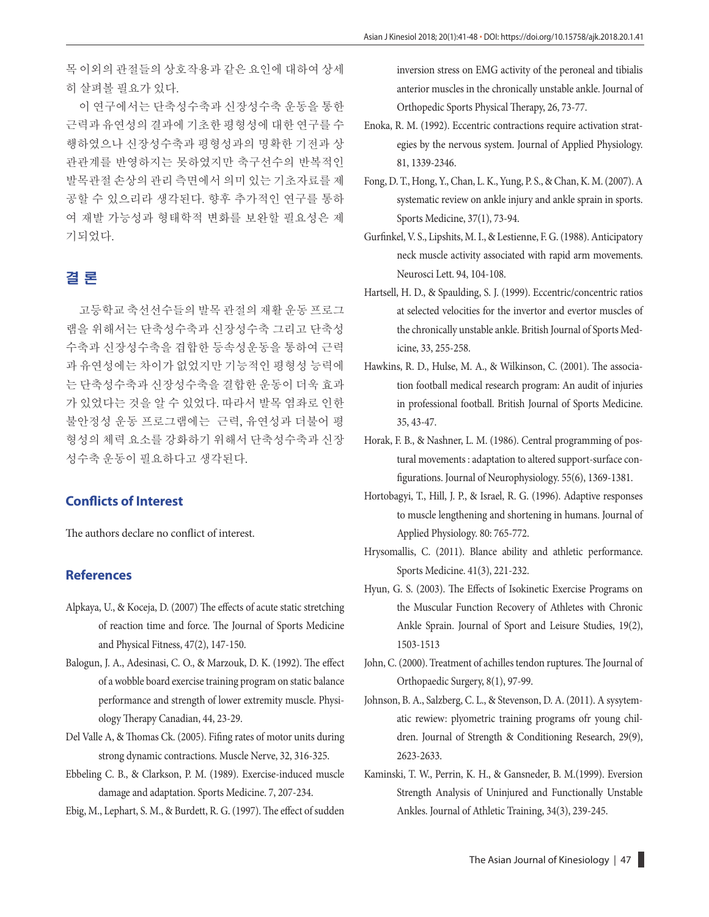목 이외의 관절들의 상호작용과 같은 요인에 대하여 상세히 살펴볼 필요가 있다.

이 연구에서는 단축성수축과 신장성수축 운동을 통한 근력과 유연성의 결과에 기초한 평형성에 대한 연구를 수행하였으나 신장성수축과 평형성과의 명확한 기전과 상관관계를 반영하지는 못하였지만 축구선수의 반복적인 발목관절 손상의 관리 측면에서 의미 있는 기초자료를 제공할 수 있으리라 생각된다. 향후 추가적인 연구를 통하여 재발 가능성과 형태학적 변화를 보완할 필요성은 제기되었다.

## 결 론

고등학교 축선선수들의 발목 관절의 재활 운동 프로그램을 위해서는 단축성수축과 신장성수축 그리고 단축성수축과 신장성수축을 겸합한 등속성운동을 통하여 근력과 유연성에는 차이가 없었지만 기능적인 평형성 능력에는 단축성수축과 신장성수축을 결합한 운동이 더욱 효과가 있었다는 것을 알 수 있었다. 따라서 발목 염좌로 인한 불안정성 운동 프로그램에는 근력, 유연성과 더불어 평형성의 체력 요소를 강화하기 위해서 단축성수축과 신장성수축 운동이 필요하다고 생각된다.

### Conflicts of Interest

The authors declare no conflict of interest.

### References

Alpkaya, U., & Koceja, D. (2007) The effects of acute static stretching of reaction time and force. The Journal of Sports Medicine and Physical Fitness, 47(2), 147-150.

Balogun, J. A., Adesinasi, C. O., & Marzouk, D. K. (1992). The effect of a wobble board exercise training program on static balance performance and strength of lower extremity muscle. Physiology Therapy Canadian, 44, 23-29.

Del Valle A, & Thomas Ck. (2005). Fifing rates of motor units during strong dynamic contractions. Muscle Nerve, 32, 316-325.

Ebbeling C. B., & Clarkson, P. M. (1989). Exercise-induced muscle damage and adaptation. Sports Medicine. 7, 207-234.

Ebig, M., Lephart, S. M., & Burdett, R. G. (1997). The effect of sudden inversion stress on EMG activity of the peroneal and tibialis anterior muscles in the chronically unstable ankle. Journal of Orthopedic Sports Physical Therapy, 26, 73-77.

Enoka, R. M. (1992). Eccentric contractions require activation strategies by the nervous system. Journal of Applied Physiology. 81, 1339-2346.

Fong, D. T., Hong, Y., Chan, L. K., Yung, P. S., & Chan, K. M. (2007). A systematic review on ankle injury and ankle sprain in sports. Sports Medicine, 37(1), 73-94.

Gurfinkel, V. S., Lipshits, M. I., & Lestienne, F. G. (1988). Anticipatory neck muscle activity associated with rapid arm movements. Neurosci Lett. 94, 104-108.

Hartsell, H. D., & Spaulding, S. J. (1999). Eccentric/concentric ratios at selected velocities for the invertor and evertor muscles of the chronically unstable ankle. British Journal of Sports Medicine, 33, 255-258.

Hawkins, R. D., Hulse, M. A., & Wilkinson, C. (2001). The association football medical research program: An audit of injuries in professional football. British Journal of Sports Medicine. 35, 43-47.

Horak, F. B., & Nashner, L. M. (1986). Central programming of postural movements : adaptation to altered support-surface configurations. Journal of Neurophysiology. 55(6), 1369-1381.

Hortobagyi, T., Hill, J. P., & Israel, R. G. (1996). Adaptive responses to muscle lengthening and shortening in humans. Journal of Applied Physiology. 80: 765-772.

Hrysomallis, C. (2011). Blance ability and athletic performance. Sports Medicine. 41(3), 221-232.

Hyun, G. S. (2003). The Effects of Isokinetic Exercise Programs on the Muscular Function Recovery of Athletes with Chronic Ankle Sprain. Journal of Sport and Leisure Studies, 19(2), 1503-1513

John, C. (2000). Treatment of achilles tendon ruptures. The Journal of Orthopaedic Surgery, 8(1), 97-99.

Johnson, B. A., Salzberg, C. L., & Stevenson, D. A. (2011). A sysytematic rewiew: plyometric training programs ofr young children. Journal of Strength & Conditioning Research, 29(9), 2623-2633.

Kaminski, T. W., Perrin, K. H., & Gansneder, B. M.(1999). Eversion Strength Analysis of Uninjured and Functionally Unstable Ankles. Journal of Athletic Training, 34(3), 239-245.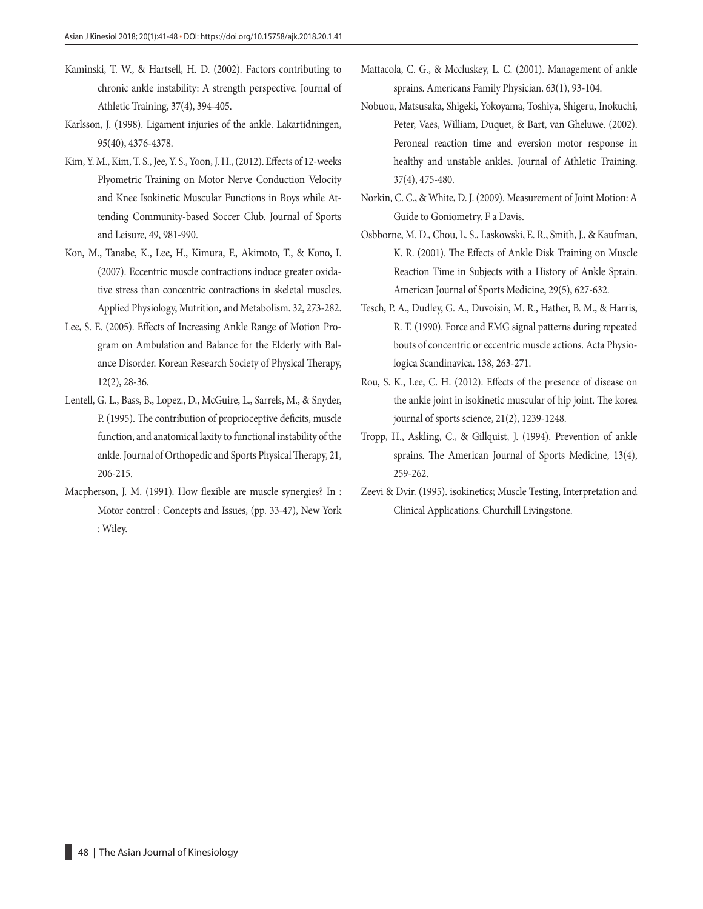Kaminski, T. W., & Hartsell, H. D. (2002). Factors contributing to chronic ankle instability: A strength perspective. Journal of Athletic Training, 37(4), 394-405.

Karlsson, J. (1998). Ligament injuries of the ankle. Lakartidningen, 95(40), 4376-4378.

Kim, Y. M., Kim, T. S., Jee, Y. S., Yoon, J. H., (2012). Effects of 12-weeks Plyometric Training on Motor Nerve Conduction Velocity and Knee Isokinetic Muscular Functions in Boys while Attending Community-based Soccer Club. Journal of Sports and Leisure, 49, 981-990.

Kon, M., Tanabe, K., Lee, H., Kimura, F., Akimoto, T., & Kono, I. (2007). Eccentric muscle contractions induce greater oxidative stress than concentric contractions in skeletal muscles. Applied Physiology, Mutrition, and Metabolism. 32, 273-282.

Lee, S. E. (2005). Effects of Increasing Ankle Range of Motion Program on Ambulation and Balance for the Elderly with Balance Disorder. Korean Research Society of Physical Therapy, 12(2), 28-36.

Lentell, G. L., Bass, B., Lopez., D., McGuire, L., Sarrels, M., & Snyder, P. (1995). The contribution of proprioceptive deficits, muscle function, and anatomical laxity to functional instability of the ankle. Journal of Orthopedic and Sports Physical Therapy, 21, 206-215.

Macpherson, J. M. (1991). How flexible are muscle synergies? In : Motor control : Concepts and Issues, (pp. 33-47), New York : Wiley.

Mattacola, C. G., & Mccluskey, L. C. (2001). Management of ankle sprains. Americans Family Physician. 63(1), 93-104.

Nobuou, Matsusaka, Shigeki, Yokoyama, Toshiya, Shigeru, Inokuchi, Peter, Vaes, William, Duquet, & Bart, van Gheluwe. (2002). Peroneal reaction time and eversion motor response in healthy and unstable ankles. Journal of Athletic Training. 37(4), 475-480.

Norkin, C. C., & White, D. J. (2009). Measurement of Joint Motion: A Guide to Goniometry. F a Davis.

Osbborne, M. D., Chou, L. S., Laskowski, E. R., Smith, J., & Kaufman, K. R. (2001). The Effects of Ankle Disk Training on Muscle Reaction Time in Subjects with a History of Ankle Sprain. American Journal of Sports Medicine, 29(5), 627-632.

Tesch, P. A., Dudley, G. A., Duvoisin, M. R., Hather, B. M., & Harris, R. T. (1990). Force and EMG signal patterns during repeated bouts of concentric or eccentric muscle actions. Acta Physiologica Scandinavica. 138, 263-271.

Rou, S. K., Lee, C. H. (2012). Effects of the presence of disease on the ankle joint in isokinetic muscular of hip joint. The korea journal of sports science, 21(2), 1239-1248.

Tropp, H., Askling, C., & Gillquist, J. (1994). Prevention of ankle sprains. The American Journal of Sports Medicine, 13(4), 259-262.

Zeevi & Dvir. (1995). isokinetics; Muscle Testing, Interpretation and Clinical Applications. Churchill Livingstone.